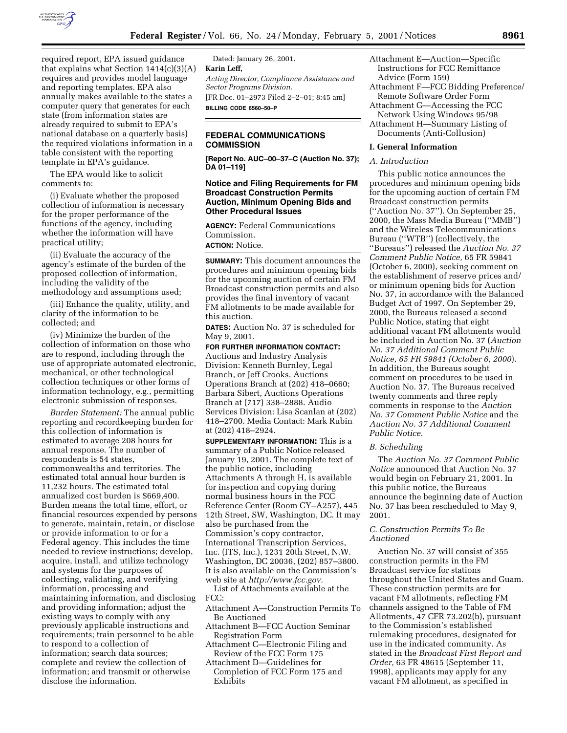required report, EPA issued guidance that explains what Section 1414(c)(3)(A) requires and provides model language and reporting templates. EPA also annually makes available to the states a computer query that generates for each state (from information states are already required to submit to EPA's national database on a quarterly basis) the required violations information in a table consistent with the reporting template in EPA's guidance.

The EPA would like to solicit comments to:

(i) Evaluate whether the proposed collection of information is necessary for the proper performance of the functions of the agency, including whether the information will have practical utility;

(ii) Evaluate the accuracy of the agency's estimate of the burden of the proposed collection of information, including the validity of the methodology and assumptions used;

(iii) Enhance the quality, utility, and clarity of the information to be collected; and

(iv) Minimize the burden of the collection of information on those who are to respond, including through the use of appropriate automated electronic, mechanical, or other technological collection techniques or other forms of information technology, e.g., permitting electronic submission of responses.

*Burden Statement:* The annual public reporting and recordkeeping burden for this collection of information is estimated to average 208 hours for annual response. The number of respondents is 54 states, commonwealths and territories. The estimated total annual hour burden is 11,232 hours. The estimated total annualized cost burden is $669,400. Burden means the total time, effort, or financial resources expended by persons to generate, maintain, retain, or disclose or provide information to or for a Federal agency. This includes the time needed to review instructions; develop, acquire, install, and utilize technology and systems for the purposes of collecting, validating, and verifying information, processing and maintaining information, and disclosing and providing information; adjust the existing ways to comply with any previously applicable instructions and requirements; train personnel to be able to respond to a collection of information; search data sources; complete and review the collection of information; and transmit or otherwise disclose the information.

Dated: January 26, 2001.

**Karin Leff,**

*Acting Director, Compliance Assistance and Sector Programs Division.*

[FR Doc. 01–2973 Filed 2–2–01; 8:45 am]

**BILLING CODE 6560–50–P**

## FEDERAL COMMUNICATIONS COMMISSION

**[Report No. AUC–00–37–C (Auction No. 37); DA 01–119]**

### Notice and Filing Requirements for FM Broadcast Construction Permits Auction, Minimum Opening Bids and Other Procedural Issues

**AGENCY:** Federal Communications Commission.

**ACTION:** Notice.

**SUMMARY:** This document announces the procedures and minimum opening bids for the upcoming auction of certain FM Broadcast construction permits and also provides the final inventory of vacant FM allotments to be made available for this auction.

**DATES:** Auction No. 37 is scheduled for May 9, 2001.

**FOR FURTHER INFORMATION CONTACT:** Auctions and Industry Analysis Division: Kenneth Burnley, Legal Branch, or Jeff Crooks, Auctions Operations Branch at (202) 418–0660; Barbara Sibert, Auctions Operations Branch at (717) 338–2888. Audio Services Division: Lisa Scanlan at (202) 418–2700. Media Contact: Mark Rubin at (202) 418–2924.

**SUPPLEMENTARY INFORMATION:** This is a summary of a Public Notice released January 19, 2001. The complete text of the public notice, including Attachments A through H, is available for inspection and copying during normal business hours in the FCC Reference Center (Room CY–A257), 445 12th Street, SW, Washington, DC. It may also be purchased from the Commission's copy contractor, International Transcription Services, Inc. (ITS, Inc.), 1231 20th Street, N.W. Washington, DC 20036, (202) 857–3800. It is also available on the Commission's web site at *http://www.fcc.gov.*

List of Attachments available at the FCC:

- Attachment A—Construction Permits To Be Auctioned
- Attachment B—FCC Auction Seminar Registration Form
- Attachment C—Electronic Filing and Review of the FCC Form 175
- Attachment D—Guidelines for Completion of FCC Form 175 and Exhibits
- Attachment E—Auction—Specific Instructions for FCC Remittance Advice (Form 159)
- Attachment F—FCC Bidding Preference/ Remote Software Order Form
- Attachment G—Accessing the FCC Network Using Windows 95/98
- Attachment H—Summary Listing of Documents (Anti-Collusion)

### I. General Information

#### *A. Introduction*

This public notice announces the procedures and minimum opening bids for the upcoming auction of certain FM Broadcast construction permits (''Auction No. 37''). On September 25, 2000, the Mass Media Bureau (''MMB'') and the Wireless Telecommunications Bureau (''WTB'') (collectively, the ''Bureaus'') released the *Auction No. 37 Comment Public Notice,* 65 FR 59841 (October 6, 2000), seeking comment on the establishment of reserve prices and/ or minimum opening bids for Auction No. 37, in accordance with the Balanced Budget Act of 1997. On September 29, 2000, the Bureaus released a second Public Notice, stating that eight additional vacant FM allotments would be included in Auction No. 37 (*Auction No. 37 Additional Comment Public Notice, 65 FR 59841 (October 6, 2000*). In addition, the Bureaus sought comment on procedures to be used in Auction No. 37. The Bureaus received twenty comments and three reply comments in response to the *Auction No. 37 Comment Public Notice* and the *Auction No. 37 Additional Comment Public Notice.*

#### *B. Scheduling*

The *Auction No. 37 Comment Public Notice* announced that Auction No. 37 would begin on February 21, 2001. In this public notice, the Bureaus announce the beginning date of Auction No. 37 has been rescheduled to May 9, 2001.

#### *C. Construction Permits To Be Auctioned*

Auction No. 37 will consist of 355 construction permits in the FM Broadcast service for stations throughout the United States and Guam. These construction permits are for vacant FM allotments, reflecting FM channels assigned to the Table of FM Allotments, 47 CFR 73.202(b), pursuant to the Commission's established rulemaking procedures, designated for use in the indicated community. As stated in the *Broadcast First Report and Order,* 63 FR 48615 (September 11, 1998), applicants may apply for any vacant FM allotment, as specified in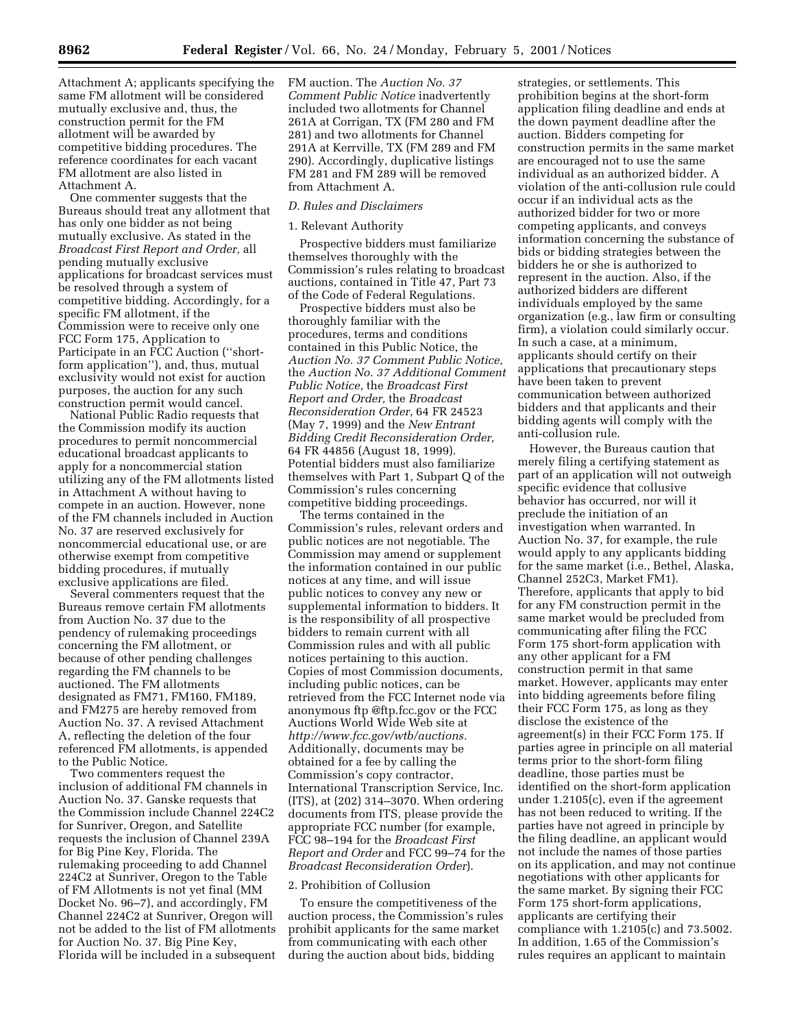Attachment A; applicants specifying the same FM allotment will be considered mutually exclusive and, thus, the construction permit for the FM allotment will be awarded by competitive bidding procedures. The reference coordinates for each vacant FM allotment are also listed in Attachment A.

One commenter suggests that the Bureaus should treat any allotment that has only one bidder as not being mutually exclusive. As stated in the *Broadcast First Report and Order,* all pending mutually exclusive applications for broadcast services must be resolved through a system of competitive bidding. Accordingly, for a specific FM allotment, if the Commission were to receive only one FCC Form 175, Application to Participate in an FCC Auction (''short-form application''), and, thus, mutual exclusivity would not exist for auction purposes, the auction for any such construction permit would cancel.

National Public Radio requests that the Commission modify its auction procedures to permit noncommercial educational broadcast applicants to apply for a noncommercial station utilizing any of the FM allotments listed in Attachment A without having to compete in an auction. However, none of the FM channels included in Auction No. 37 are reserved exclusively for noncommercial educational use, or are otherwise exempt from competitive bidding procedures, if mutually exclusive applications are filed.

Several commenters request that the Bureaus remove certain FM allotments from Auction No. 37 due to the pendency of rulemaking proceedings concerning the FM allotment, or because of other pending challenges regarding the FM channels to be auctioned. The FM allotments designated as FM71, FM160, FM189, and FM275 are hereby removed from Auction No. 37. A revised Attachment A, reflecting the deletion of the four referenced FM allotments, is appended to the Public Notice.

Two commenters request the inclusion of additional FM channels in Auction No. 37. Ganske requests that the Commission include Channel 224C2 for Sunriver, Oregon, and Satellite requests the inclusion of Channel 239A for Big Pine Key, Florida. The rulemaking proceeding to add Channel 224C2 at Sunriver, Oregon to the Table of FM Allotments is not yet final (MM Docket No. 96–7), and accordingly, FM Channel 224C2 at Sunriver, Oregon will not be added to the list of FM allotments for Auction No. 37. Big Pine Key, Florida will be included in a subsequent FM auction. The *Auction No. 37 Comment Public Notice* inadvertently included two allotments for Channel 261A at Corrigan, TX (FM 280 and FM 281) and two allotments for Channel 291A at Kerrville, TX (FM 289 and FM 290). Accordingly, duplicative listings FM 281 and FM 289 will be removed from Attachment A.

### *D. Rules and Disclaimers*

#### 1. Relevant Authority

Prospective bidders must familiarize themselves thoroughly with the Commission's rules relating to broadcast auctions, contained in Title 47, Part 73 of the Code of Federal Regulations.

Prospective bidders must also be thoroughly familiar with the procedures, terms and conditions contained in this Public Notice, the *Auction No. 37 Comment Public Notice,* the *Auction No. 37 Additional Comment Public Notice,* the *Broadcast First Report and Order,* the *Broadcast Reconsideration Order,* 64 FR 24523 (May 7, 1999) and the *New Entrant Bidding Credit Reconsideration Order,* 64 FR 44856 (August 18, 1999). Potential bidders must also familiarize themselves with Part 1, Subpart Q of the Commission's rules concerning competitive bidding proceedings.

The terms contained in the Commission's rules, relevant orders and public notices are not negotiable. The Commission may amend or supplement the information contained in our public notices at any time, and will issue public notices to convey any new or supplemental information to bidders. It is the responsibility of all prospective bidders to remain current with all Commission rules and with all public notices pertaining to this auction. Copies of most Commission documents, including public notices, can be retrieved from the FCC Internet node via anonymous ftp @ftp.fcc.gov or the FCC Auctions World Wide Web site at *http://www.fcc.gov/wtb/auctions.* Additionally, documents may be obtained for a fee by calling the Commission's copy contractor, International Transcription Service, Inc. (ITS), at (202) 314–3070. When ordering documents from ITS, please provide the appropriate FCC number (for example, FCC 98–194 for the *Broadcast First Report and Order* and FCC 99–74 for the *Broadcast Reconsideration Order*).

#### 2. Prohibition of Collusion

To ensure the competitiveness of the auction process, the Commission's rules prohibit applicants for the same market from communicating with each other during the auction about bids, bidding strategies, or settlements. This prohibition begins at the short-form application filing deadline and ends at the down payment deadline after the auction. Bidders competing for construction permits in the same market are encouraged not to use the same individual as an authorized bidder. A violation of the anti-collusion rule could occur if an individual acts as the authorized bidder for two or more competing applicants, and conveys information concerning the substance of bids or bidding strategies between the bidders he or she is authorized to represent in the auction. Also, if the authorized bidders are different individuals employed by the same organization (e.g., law firm or consulting firm), a violation could similarly occur. In such a case, at a minimum, applicants should certify on their applications that precautionary steps have been taken to prevent communication between authorized bidders and that applicants and their bidding agents will comply with the anti-collusion rule.

However, the Bureaus caution that merely filing a certifying statement as part of an application will not outweigh specific evidence that collusive behavior has occurred, nor will it preclude the initiation of an investigation when warranted. In Auction No. 37, for example, the rule would apply to any applicants bidding for the same market (i.e., Bethel, Alaska, Channel 252C3, Market FM1). Therefore, applicants that apply to bid for any FM construction permit in the same market would be precluded from communicating after filing the FCC Form 175 short-form application with any other applicant for a FM construction permit in that same market. However, applicants may enter into bidding agreements before filing their FCC Form 175, as long as they disclose the existence of the agreement(s) in their FCC Form 175. If parties agree in principle on all material terms prior to the short-form filing deadline, those parties must be identified on the short-form application under 1.2105(c), even if the agreement has not been reduced to writing. If the parties have not agreed in principle by the filing deadline, an applicant would not include the names of those parties on its application, and may not continue negotiations with other applicants for the same market. By signing their FCC Form 175 short-form applications, applicants are certifying their compliance with 1.2105(c) and 73.5002. In addition, 1.65 of the Commission's rules requires an applicant to maintain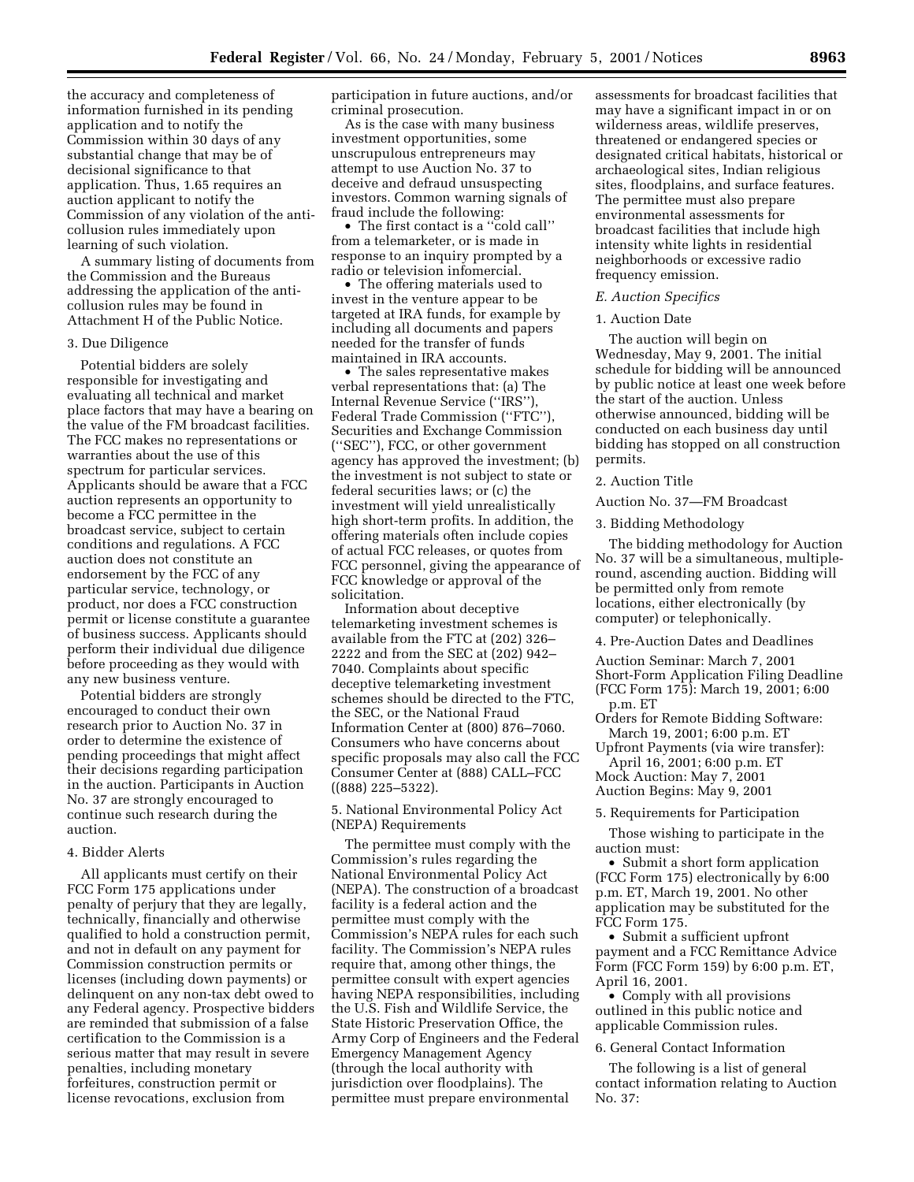the accuracy and completeness of information furnished in its pending application and to notify the Commission within 30 days of any substantial change that may be of decisional significance to that application. Thus, 1.65 requires an auction applicant to notify the Commission of any violation of the anti-collusion rules immediately upon learning of such violation.

A summary listing of documents from the Commission and the Bureaus addressing the application of the anti-collusion rules may be found in Attachment H of the Public Notice.

3. Due Diligence

Potential bidders are solely responsible for investigating and evaluating all technical and market place factors that may have a bearing on the value of the FM broadcast facilities. The FCC makes no representations or warranties about the use of this spectrum for particular services. Applicants should be aware that a FCC auction represents an opportunity to become a FCC permittee in the broadcast service, subject to certain conditions and regulations. A FCC auction does not constitute an endorsement by the FCC of any particular service, technology, or product, nor does a FCC construction permit or license constitute a guarantee of business success. Applicants should perform their individual due diligence before proceeding as they would with any new business venture.

Potential bidders are strongly encouraged to conduct their own research prior to Auction No. 37 in order to determine the existence of pending proceedings that might affect their decisions regarding participation in the auction. Participants in Auction No. 37 are strongly encouraged to continue such research during the auction.

4. Bidder Alerts

All applicants must certify on their FCC Form 175 applications under penalty of perjury that they are legally, technically, financially and otherwise qualified to hold a construction permit, and not in default on any payment for Commission construction permits or licenses (including down payments) or delinquent on any non-tax debt owed to any Federal agency. Prospective bidders are reminded that submission of a false certification to the Commission is a serious matter that may result in severe penalties, including monetary forfeitures, construction permit or license revocations, exclusion from participation in future auctions, and/or criminal prosecution.

As is the case with many business investment opportunities, some unscrupulous entrepreneurs may attempt to use Auction No. 37 to deceive and defraud unsuspecting investors. Common warning signals of fraud include the following:

- The first contact is a "cold call" from a telemarketer, or is made in response to an inquiry prompted by a radio or television infomercial.
- The offering materials used to invest in the venture appear to be targeted at IRA funds, for example by including all documents and papers needed for the transfer of funds maintained in IRA accounts.
- The sales representative makes verbal representations that: (a) The Internal Revenue Service ("IRS"), Federal Trade Commission ("FTC"), Securities and Exchange Commission ("SEC"), FCC, or other government agency has approved the investment; (b) the investment is not subject to state or federal securities laws; or (c) the investment will yield unrealistically high short-term profits. In addition, the offering materials often include copies of actual FCC releases, or quotes from FCC personnel, giving the appearance of FCC knowledge or approval of the solicitation.

Information about deceptive telemarketing investment schemes is available from the FTC at (202) 326–2222 and from the SEC at (202) 942–7040. Complaints about specific deceptive telemarketing investment schemes should be directed to the FTC, the SEC, or the National Fraud Information Center at (800) 876–7060. Consumers who have concerns about specific proposals may also call the FCC Consumer Center at (888) CALL–FCC ((888) 225–5322).

5. National Environmental Policy Act (NEPA) Requirements

The permittee must comply with the Commission's rules regarding the National Environmental Policy Act (NEPA). The construction of a broadcast facility is a federal action and the permittee must comply with the Commission's NEPA rules for each such facility. The Commission's NEPA rules require that, among other things, the permittee consult with expert agencies having NEPA responsibilities, including the U.S. Fish and Wildlife Service, the State Historic Preservation Office, the Army Corp of Engineers and the Federal Emergency Management Agency (through the local authority with jurisdiction over floodplains). The permittee must prepare environmental assessments for broadcast facilities that may have a significant impact in or on wilderness areas, wildlife preserves, threatened or endangered species or designated critical habitats, historical or archaeological sites, Indian religious sites, floodplains, and surface features. The permittee must also prepare environmental assessments for broadcast facilities that include high intensity white lights in residential neighborhoods or excessive radio frequency emission.

*E. Auction Specifics*

1. Auction Date

The auction will begin on Wednesday, May 9, 2001. The initial schedule for bidding will be announced by public notice at least one week before the start of the auction. Unless otherwise announced, bidding will be conducted on each business day until bidding has stopped on all construction permits.

2. Auction Title

Auction No. 37—FM Broadcast

3. Bidding Methodology

The bidding methodology for Auction No. 37 will be a simultaneous, multiple-round, ascending auction. Bidding will be permitted only from remote locations, either electronically (by computer) or telephonically.

4. Pre-Auction Dates and Deadlines

Auction Seminar: March 7, 2001
Short-Form Application Filing Deadline (FCC Form 175): March 19, 2001; 6:00 p.m. ET
Orders for Remote Bidding Software: March 19, 2001; 6:00 p.m. ET
Upfront Payments (via wire transfer): April 16, 2001; 6:00 p.m. ET
Mock Auction: May 7, 2001
Auction Begins: May 9, 2001

5. Requirements for Participation

Those wishing to participate in the auction must:

- Submit a short form application (FCC Form 175) electronically by 6:00 p.m. ET, March 19, 2001. No other application may be substituted for the FCC Form 175.
- Submit a sufficient upfront payment and a FCC Remittance Advice Form (FCC Form 159) by 6:00 p.m. ET, April 16, 2001.
- Comply with all provisions outlined in this public notice and applicable Commission rules.

6. General Contact Information

The following is a list of general contact information relating to Auction No. 37: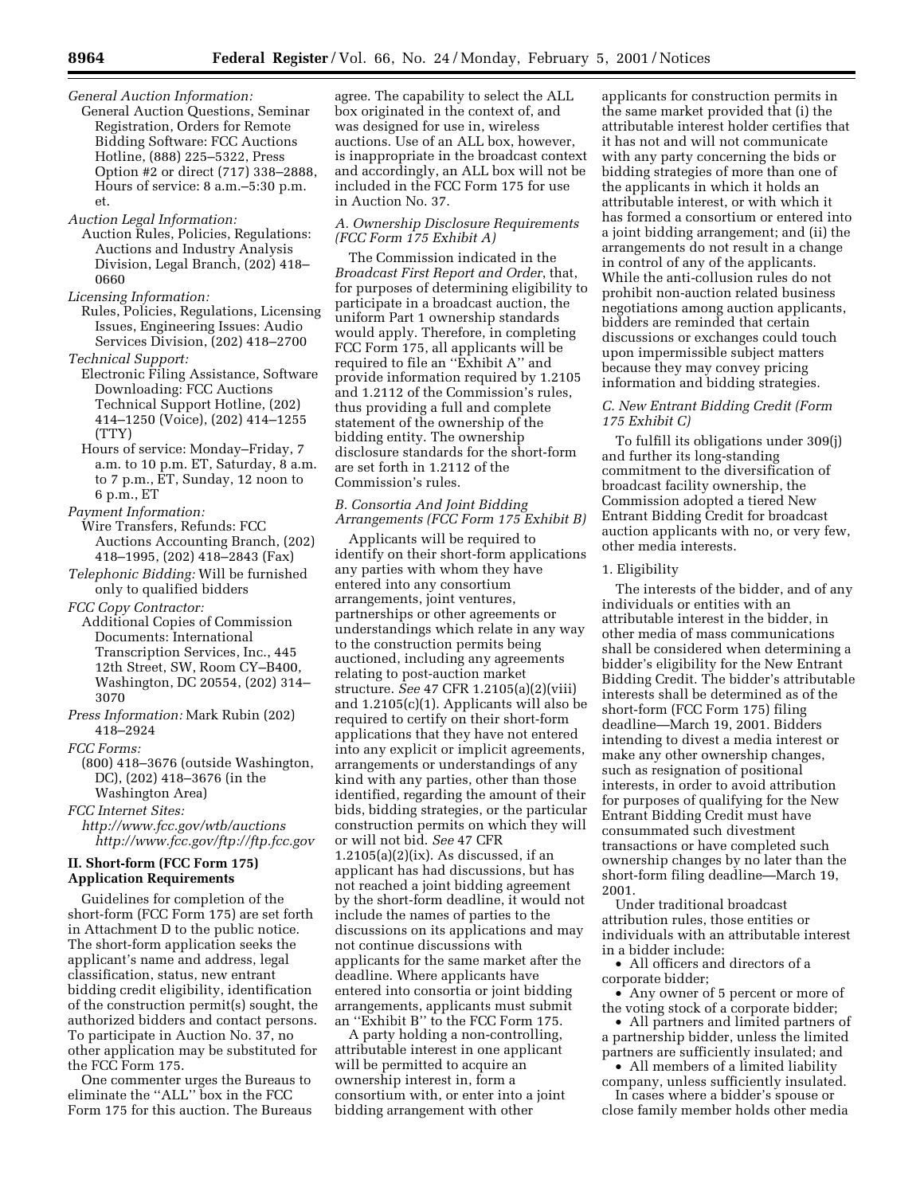*General Auction Information:*
General Auction Questions, Seminar Registration, Orders for Remote Bidding Software: FCC Auctions Hotline, (888) 225–5322, Press Option #2 or direct (717) 338–2888, Hours of service: 8 a.m.–5:30 p.m. et.

*Auction Legal Information:*
Auction Rules, Policies, Regulations: Auctions and Industry Analysis Division, Legal Branch, (202) 418–0660

*Licensing Information:*
Rules, Policies, Regulations, Licensing Issues, Engineering Issues: Audio Services Division, (202) 418–2700

*Technical Support:*
Electronic Filing Assistance, Software Downloading: FCC Auctions Technical Support Hotline, (202) 414–1250 (Voice), (202) 414–1255 (TTY)
Hours of service: Monday–Friday, 7 a.m. to 10 p.m. ET, Saturday, 8 a.m. to 7 p.m., ET, Sunday, 12 noon to 6 p.m., ET

*Payment Information:*
Wire Transfers, Refunds: FCC Auctions Accounting Branch, (202) 418–1995, (202) 418–2843 (Fax)

*Telephonic Bidding:* Will be furnished only to qualified bidders

*FCC Copy Contractor:*
Additional Copies of Commission Documents: International Transcription Services, Inc., 445 12th Street, SW, Room CY–B400, Washington, DC 20554, (202) 314–3070

*Press Information:* Mark Rubin (202) 418–2924

*FCC Forms:*
(800) 418–3676 (outside Washington, DC), (202) 418–3676 (in the Washington Area)

*FCC Internet Sites:*
*http://www.fcc.gov/wtb/auctions*
*http://www.fcc.gov/ftp://ftp.fcc.gov*

## II. Short-form (FCC Form 175) Application Requirements

Guidelines for completion of the short-form (FCC Form 175) are set forth in Attachment D to the public notice. The short-form application seeks the applicant's name and address, legal classification, status, new entrant bidding credit eligibility, identification of the construction permit(s) sought, the authorized bidders and contact persons. To participate in Auction No. 37, no other application may be substituted for the FCC Form 175.

One commenter urges the Bureaus to eliminate the ''ALL'' box in the FCC Form 175 for this auction. The Bureaus agree. The capability to select the ALL box originated in the context of, and was designed for use in, wireless auctions. Use of an ALL box, however, is inappropriate in the broadcast context and accordingly, an ALL box will not be included in the FCC Form 175 for use in Auction No. 37.

### *A. Ownership Disclosure Requirements (FCC Form 175 Exhibit A)*

The Commission indicated in the *Broadcast First Report and Order*, that, for purposes of determining eligibility to participate in a broadcast auction, the uniform Part 1 ownership standards would apply. Therefore, in completing FCC Form 175, all applicants will be required to file an ''Exhibit A'' and provide information required by 1.2105 and 1.2112 of the Commission's rules, thus providing a full and complete statement of the ownership of the bidding entity. The ownership disclosure standards for the short-form are set forth in 1.2112 of the Commission's rules.

### *B. Consortia And Joint Bidding Arrangements (FCC Form 175 Exhibit B)*

Applicants will be required to identify on their short-form applications any parties with whom they have entered into any consortium arrangements, joint ventures, partnerships or other agreements or understandings which relate in any way to the construction permits being auctioned, including any agreements relating to post-auction market structure. *See* 47 CFR 1.2105(a)(2)(viii) and 1.2105(c)(1). Applicants will also be required to certify on their short-form applications that they have not entered into any explicit or implicit agreements, arrangements or understandings of any kind with any parties, other than those identified, regarding the amount of their bids, bidding strategies, or the particular construction permits on which they will or will not bid. *See* 47 CFR 1.2105(a)(2)(ix). As discussed, if an applicant has had discussions, but has not reached a joint bidding agreement by the short-form deadline, it would not include the names of parties to the discussions on its applications and may not continue discussions with applicants for the same market after the deadline. Where applicants have entered into consortia or joint bidding arrangements, applicants must submit an ''Exhibit B'' to the FCC Form 175.

A party holding a non-controlling, attributable interest in one applicant will be permitted to acquire an ownership interest in, form a consortium with, or enter into a joint bidding arrangement with other applicants for construction permits in the same market provided that (i) the attributable interest holder certifies that it has not and will not communicate with any party concerning the bids or bidding strategies of more than one of the applicants in which it holds an attributable interest, or with which it has formed a consortium or entered into a joint bidding arrangement; and (ii) the arrangements do not result in a change in control of any of the applicants. While the anti-collusion rules do not prohibit non-auction related business negotiations among auction applicants, bidders are reminded that certain discussions or exchanges could touch upon impermissible subject matters because they may convey pricing information and bidding strategies.

### *C. New Entrant Bidding Credit (Form 175 Exhibit C)*

To fulfill its obligations under 309(j) and further its long-standing commitment to the diversification of broadcast facility ownership, the Commission adopted a tiered New Entrant Bidding Credit for broadcast auction applicants with no, or very few, other media interests.

#### 1. Eligibility

The interests of the bidder, and of any individuals or entities with an attributable interest in the bidder, in other media of mass communications shall be considered when determining a bidder's eligibility for the New Entrant Bidding Credit. The bidder's attributable interests shall be determined as of the short-form (FCC Form 175) filing deadline—March 19, 2001. Bidders intending to divest a media interest or make any other ownership changes, such as resignation of positional interests, in order to avoid attribution for purposes of qualifying for the New Entrant Bidding Credit must have consummated such divestment transactions or have completed such ownership changes by no later than the short-form filing deadline—March 19, 2001.

Under traditional broadcast attribution rules, those entities or individuals with an attributable interest in a bidder include:

- All officers and directors of a corporate bidder;
- Any owner of 5 percent or more of the voting stock of a corporate bidder;
- All partners and limited partners of a partnership bidder, unless the limited partners are sufficiently insulated; and
- All members of a limited liability company, unless sufficiently insulated.

In cases where a bidder's spouse or close family member holds other media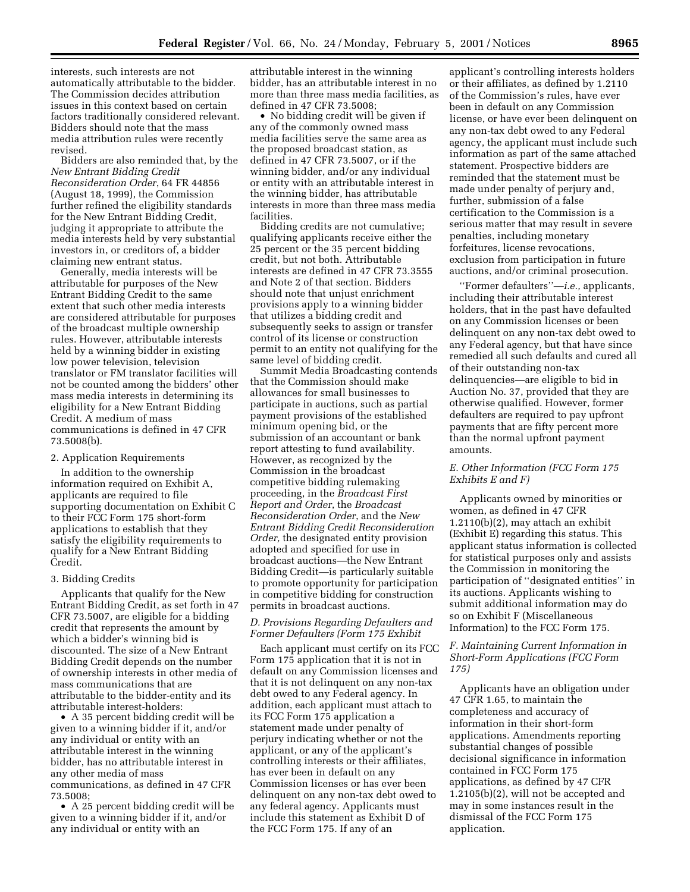interests, such interests are not automatically attributable to the bidder. The Commission decides attribution issues in this context based on certain factors traditionally considered relevant. Bidders should note that the mass media attribution rules were recently revised.

Bidders are also reminded that, by the *New Entrant Bidding Credit Reconsideration Order*, 64 FR 44856 (August 18, 1999), the Commission further refined the eligibility standards for the New Entrant Bidding Credit, judging it appropriate to attribute the media interests held by very substantial investors in, or creditors of, a bidder claiming new entrant status.

Generally, media interests will be attributable for purposes of the New Entrant Bidding Credit to the same extent that such other media interests are considered attributable for purposes of the broadcast multiple ownership rules. However, attributable interests held by a winning bidder in existing low power television, television translator or FM translator facilities will not be counted among the bidders' other mass media interests in determining its eligibility for a New Entrant Bidding Credit. A medium of mass communications is defined in 47 CFR 73.5008(b).

2. Application Requirements

In addition to the ownership information required on Exhibit A, applicants are required to file supporting documentation on Exhibit C to their FCC Form 175 short-form applications to establish that they satisfy the eligibility requirements to qualify for a New Entrant Bidding Credit.

3. Bidding Credits

Applicants that qualify for the New Entrant Bidding Credit, as set forth in 47 CFR 73.5007, are eligible for a bidding credit that represents the amount by which a bidder's winning bid is discounted. The size of a New Entrant Bidding Credit depends on the number of ownership interests in other media of mass communications that are attributable to the bidder-entity and its attributable interest-holders:

- A 35 percent bidding credit will be given to a winning bidder if it, and/or any individual or entity with an attributable interest in the winning bidder, has no attributable interest in any other media of mass communications, as defined in 47 CFR 73.5008;
- A 25 percent bidding credit will be given to a winning bidder if it, and/or any individual or entity with an attributable interest in the winning bidder, has an attributable interest in no more than three mass media facilities, as defined in 47 CFR 73.5008;
- No bidding credit will be given if any of the commonly owned mass media facilities serve the same area as the proposed broadcast station, as defined in 47 CFR 73.5007, or if the winning bidder, and/or any individual or entity with an attributable interest in the winning bidder, has attributable interests in more than three mass media facilities.

Bidding credits are not cumulative; qualifying applicants receive either the 25 percent or the 35 percent bidding credit, but not both. Attributable interests are defined in 47 CFR 73.3555 and Note 2 of that section. Bidders should note that unjust enrichment provisions apply to a winning bidder that utilizes a bidding credit and subsequently seeks to assign or transfer control of its license or construction permit to an entity not qualifying for the same level of bidding credit.

Summit Media Broadcasting contends that the Commission should make allowances for small businesses to participate in auctions, such as partial payment provisions of the established minimum opening bid, or the submission of an accountant or bank report attesting to fund availability. However, as recognized by the Commission in the broadcast competitive bidding rulemaking proceeding, in the *Broadcast First Report and Order*, the *Broadcast Reconsideration Order*, and the *New Entrant Bidding Credit Reconsideration Order,* the designated entity provision adopted and specified for use in broadcast auctions—the New Entrant Bidding Credit—is particularly suitable to promote opportunity for participation in competitive bidding for construction permits in broadcast auctions.

### *D. Provisions Regarding Defaulters and Former Defaulters (Form 175 Exhibit*

Each applicant must certify on its FCC Form 175 application that it is not in default on any Commission licenses and that it is not delinquent on any non-tax debt owed to any Federal agency. In addition, each applicant must attach to its FCC Form 175 application a statement made under penalty of perjury indicating whether or not the applicant, or any of the applicant's controlling interests or their affiliates, has ever been in default on any Commission licenses or has ever been delinquent on any non-tax debt owed to any federal agency. Applicants must include this statement as Exhibit D of the FCC Form 175. If any of an applicant's controlling interests holders or their affiliates, as defined by 1.2110 of the Commission's rules, have ever been in default on any Commission license, or have ever been delinquent on any non-tax debt owed to any Federal agency, the applicant must include such information as part of the same attached statement. Prospective bidders are reminded that the statement must be made under penalty of perjury and, further, submission of a false certification to the Commission is a serious matter that may result in severe penalties, including monetary forfeitures, license revocations, exclusion from participation in future auctions, and/or criminal prosecution.

''Former defaulters''—*i.e.,* applicants, including their attributable interest holders, that in the past have defaulted on any Commission licenses or been delinquent on any non-tax debt owed to any Federal agency, but that have since remedied all such defaults and cured all of their outstanding non-tax delinquencies—are eligible to bid in Auction No. 37, provided that they are otherwise qualified. However, former defaulters are required to pay upfront payments that are fifty percent more than the normal upfront payment amounts.

### *E. Other Information (FCC Form 175 Exhibits E and F)*

Applicants owned by minorities or women, as defined in 47 CFR 1.2110(b)(2), may attach an exhibit (Exhibit E) regarding this status. This applicant status information is collected for statistical purposes only and assists the Commission in monitoring the participation of ''designated entities'' in its auctions. Applicants wishing to submit additional information may do so on Exhibit F (Miscellaneous Information) to the FCC Form 175.

### *F. Maintaining Current Information in Short-Form Applications (FCC Form 175)*

Applicants have an obligation under 47 CFR 1.65, to maintain the completeness and accuracy of information in their short-form applications. Amendments reporting substantial changes of possible decisional significance in information contained in FCC Form 175 applications, as defined by 47 CFR 1.2105(b)(2), will not be accepted and may in some instances result in the dismissal of the FCC Form 175 application.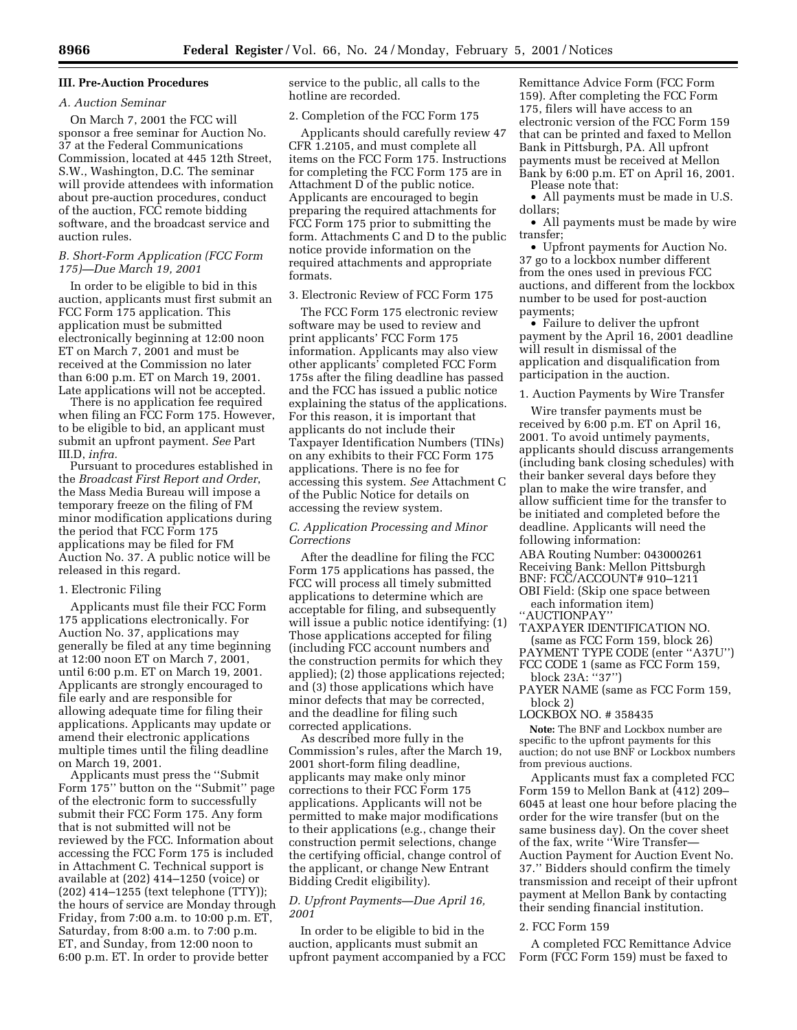## III. Pre-Auction Procedures

### A. Auction Seminar

On March 7, 2001 the FCC will sponsor a free seminar for Auction No. 37 at the Federal Communications Commission, located at 445 12th Street, S.W., Washington, D.C. The seminar will provide attendees with information about pre-auction procedures, conduct of the auction, FCC remote bidding software, and the broadcast service and auction rules.

### B. Short-Form Application (FCC Form 175)—Due March 19, 2001

In order to be eligible to bid in this auction, applicants must first submit an FCC Form 175 application. This application must be submitted electronically beginning at 12:00 noon ET on March 7, 2001 and must be received at the Commission no later than 6:00 p.m. ET on March 19, 2001. Late applications will not be accepted.

There is no application fee required when filing an FCC Form 175. However, to be eligible to bid, an applicant must submit an upfront payment. *See* Part III.D, *infra.*

Pursuant to procedures established in the *Broadcast First Report and Order*, the Mass Media Bureau will impose a temporary freeze on the filing of FM minor modification applications during the period that FCC Form 175 applications may be filed for FM Auction No. 37. A public notice will be released in this regard.

#### 1. Electronic Filing

Applicants must file their FCC Form 175 applications electronically. For Auction No. 37, applications may generally be filed at any time beginning at 12:00 noon ET on March 7, 2001, until 6:00 p.m. ET on March 19, 2001. Applicants are strongly encouraged to file early and are responsible for allowing adequate time for filing their applications. Applicants may update or amend their electronic applications multiple times until the filing deadline on March 19, 2001.

Applicants must press the ''Submit Form 175'' button on the ''Submit'' page of the electronic form to successfully submit their FCC Form 175. Any form that is not submitted will not be reviewed by the FCC. Information about accessing the FCC Form 175 is included in Attachment C. Technical support is available at (202) 414–1250 (voice) or (202) 414–1255 (text telephone (TTY)); the hours of service are Monday through Friday, from 7:00 a.m. to 10:00 p.m. ET, Saturday, from 8:00 a.m. to 7:00 p.m. ET, and Sunday, from 12:00 noon to 6:00 p.m. ET. In order to provide better service to the public, all calls to the hotline are recorded.

#### 2. Completion of the FCC Form 175

Applicants should carefully review 47 CFR 1.2105, and must complete all items on the FCC Form 175. Instructions for completing the FCC Form 175 are in Attachment D of the public notice. Applicants are encouraged to begin preparing the required attachments for FCC Form 175 prior to submitting the form. Attachments C and D to the public notice provide information on the required attachments and appropriate formats.

#### 3. Electronic Review of FCC Form 175

The FCC Form 175 electronic review software may be used to review and print applicants' FCC Form 175 information. Applicants may also view other applicants' completed FCC Form 175s after the filing deadline has passed and the FCC has issued a public notice explaining the status of the applications. For this reason, it is important that applicants do not include their Taxpayer Identification Numbers (TINs) on any exhibits to their FCC Form 175 applications. There is no fee for accessing this system. *See* Attachment C of the Public Notice for details on accessing the review system.

### C. Application Processing and Minor Corrections

After the deadline for filing the FCC Form 175 applications has passed, the FCC will process all timely submitted applications to determine which are acceptable for filing, and subsequently will issue a public notice identifying: (1) Those applications accepted for filing (including FCC account numbers and the construction permits for which they applied); (2) those applications rejected; and (3) those applications which have minor defects that may be corrected, and the deadline for filing such corrected applications.

As described more fully in the Commission's rules, after the March 19, 2001 short-form filing deadline, applicants may make only minor corrections to their FCC Form 175 applications. Applicants will not be permitted to make major modifications to their applications (e.g., change their construction permit selections, change the certifying official, change control of the applicant, or change New Entrant Bidding Credit eligibility).

### D. Upfront Payments—Due April 16, 2001

In order to be eligible to bid in the auction, applicants must submit an upfront payment accompanied by a FCC Remittance Advice Form (FCC Form 159). After completing the FCC Form 175, filers will have access to an electronic version of the FCC Form 159 that can be printed and faxed to Mellon Bank in Pittsburgh, PA. All upfront payments must be received at Mellon Bank by 6:00 p.m. ET on April 16, 2001.

Please note that:

- All payments must be made in U.S. dollars;
- All payments must be made by wire transfer;
- Upfront payments for Auction No. 37 go to a lockbox number different from the ones used in previous FCC auctions, and different from the lockbox number to be used for post-auction payments;
- Failure to deliver the upfront payment by the April 16, 2001 deadline will result in dismissal of the application and disqualification from participation in the auction.

#### 1. Auction Payments by Wire Transfer

Wire transfer payments must be received by 6:00 p.m. ET on April 16, 2001. To avoid untimely payments, applicants should discuss arrangements (including bank closing schedules) with their banker several days before they plan to make the wire transfer, and allow sufficient time for the transfer to be initiated and completed before the deadline. Applicants will need the following information:

ABA Routing Number: 043000261
Receiving Bank: Mellon Pittsburgh
BNF: FCC/ACCOUNT# 910–1211
OBI Field: (Skip one space between each information item)
''AUCTIONPAY''
TAXPAYER IDENTIFICATION NO. (same as FCC Form 159, block 26)
PAYMENT TYPE CODE (enter ''A37U'')
FCC CODE 1 (same as FCC Form 159, block 23A: ''37'')
PAYER NAME (same as FCC Form 159, block 2)
LOCKBOX NO. # 358435

**Note:** The BNF and Lockbox number are specific to the upfront payments for this auction; do not use BNF or Lockbox numbers from previous auctions.

Applicants must fax a completed FCC Form 159 to Mellon Bank at (412) 209–6045 at least one hour before placing the order for the wire transfer (but on the same business day). On the cover sheet of the fax, write ''Wire Transfer—Auction Payment for Auction Event No. 37.'' Bidders should confirm the timely transmission and receipt of their upfront payment at Mellon Bank by contacting their sending financial institution.

#### 2. FCC Form 159

A completed FCC Remittance Advice Form (FCC Form 159) must be faxed to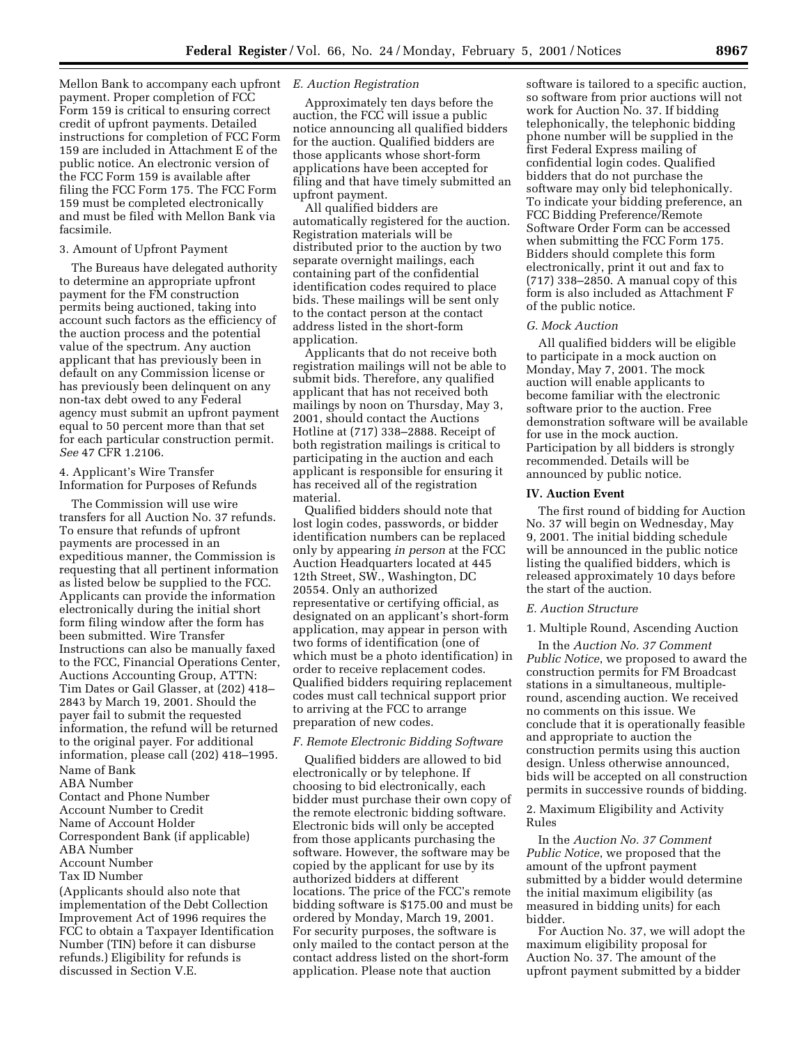Mellon Bank to accompany each upfront payment. Proper completion of FCC Form 159 is critical to ensuring correct credit of upfront payments. Detailed instructions for completion of FCC Form 159 are included in Attachment E of the public notice. An electronic version of the FCC Form 159 is available after filing the FCC Form 175. The FCC Form 159 must be completed electronically and must be filed with Mellon Bank via facsimile.

3. Amount of Upfront Payment

The Bureaus have delegated authority to determine an appropriate upfront payment for the FM construction permits being auctioned, taking into account such factors as the efficiency of the auction process and the potential value of the spectrum. Any auction applicant that has previously been in default on any Commission license or has previously been delinquent on any non-tax debt owed to any Federal agency must submit an upfront payment equal to 50 percent more than that set for each particular construction permit. *See* 47 CFR 1.2106.

4. Applicant's Wire Transfer Information for Purposes of Refunds

The Commission will use wire transfers for all Auction No. 37 refunds. To ensure that refunds of upfront payments are processed in an expeditious manner, the Commission is requesting that all pertinent information as listed below be supplied to the FCC. Applicants can provide the information electronically during the initial short form filing window after the form has been submitted. Wire Transfer Instructions can also be manually faxed to the FCC, Financial Operations Center, Auctions Accounting Group, ATTN: Tim Dates or Gail Glasser, at (202) 418–2843 by March 19, 2001. Should the payer fail to submit the requested information, the refund will be returned to the original payer. For additional information, please call (202) 418–1995.

Name of Bank
ABA Number
Contact and Phone Number
Account Number to Credit
Name of Account Holder
Correspondent Bank (if applicable)
ABA Number
Account Number
Tax ID Number

(Applicants should also note that implementation of the Debt Collection Improvement Act of 1996 requires the FCC to obtain a Taxpayer Identification Number (TIN) before it can disburse refunds.) Eligibility for refunds is discussed in Section V.E.

*E. Auction Registration*

Approximately ten days before the auction, the FCC will issue a public notice announcing all qualified bidders for the auction. Qualified bidders are those applicants whose short-form applications have been accepted for filing and that have timely submitted an upfront payment.

All qualified bidders are automatically registered for the auction. Registration materials will be distributed prior to the auction by two separate overnight mailings, each containing part of the confidential identification codes required to place bids. These mailings will be sent only to the contact person at the contact address listed in the short-form application.

Applicants that do not receive both registration mailings will not be able to submit bids. Therefore, any qualified applicant that has not received both mailings by noon on Thursday, May 3, 2001, should contact the Auctions Hotline at (717) 338–2888. Receipt of both registration mailings is critical to participating in the auction and each applicant is responsible for ensuring it has received all of the registration material.

Qualified bidders should note that lost login codes, passwords, or bidder identification numbers can be replaced only by appearing *in person* at the FCC Auction Headquarters located at 445 12th Street, SW., Washington, DC 20554. Only an authorized representative or certifying official, as designated on an applicant's short-form application, may appear in person with two forms of identification (one of which must be a photo identification) in order to receive replacement codes. Qualified bidders requiring replacement codes must call technical support prior to arriving at the FCC to arrange preparation of new codes.

*F. Remote Electronic Bidding Software*

Qualified bidders are allowed to bid electronically or by telephone. If choosing to bid electronically, each bidder must purchase their own copy of the remote electronic bidding software. Electronic bids will only be accepted from those applicants purchasing the software. However, the software may be copied by the applicant for use by its authorized bidders at different locations. The price of the FCC's remote bidding software is $175.00 and must be ordered by Monday, March 19, 2001. For security purposes, the software is only mailed to the contact person at the contact address listed on the short-form application. Please note that auction software is tailored to a specific auction, so software from prior auctions will not work for Auction No. 37. If bidding telephonically, the telephonic bidding phone number will be supplied in the first Federal Express mailing of confidential login codes. Qualified bidders that do not purchase the software may only bid telephonically. To indicate your bidding preference, an FCC Bidding Preference/Remote Software Order Form can be accessed when submitting the FCC Form 175. Bidders should complete this form electronically, print it out and fax to (717) 338–2850. A manual copy of this form is also included as Attachment F of the public notice.

*G. Mock Auction*

All qualified bidders will be eligible to participate in a mock auction on Monday, May 7, 2001. The mock auction will enable applicants to become familiar with the electronic software prior to the auction. Free demonstration software will be available for use in the mock auction. Participation by all bidders is strongly recommended. Details will be announced by public notice.

**IV. Auction Event**

The first round of bidding for Auction No. 37 will begin on Wednesday, May 9, 2001. The initial bidding schedule will be announced in the public notice listing the qualified bidders, which is released approximately 10 days before the start of the auction.

*E. Auction Structure*

1. Multiple Round, Ascending Auction

In the *Auction No. 37 Comment Public Notice*, we proposed to award the construction permits for FM Broadcast stations in a simultaneous, multiple-round, ascending auction. We received no comments on this issue. We conclude that it is operationally feasible and appropriate to auction the construction permits using this auction design. Unless otherwise announced, bids will be accepted on all construction permits in successive rounds of bidding.

2. Maximum Eligibility and Activity Rules

In the *Auction No. 37 Comment Public Notice*, we proposed that the amount of the upfront payment submitted by a bidder would determine the initial maximum eligibility (as measured in bidding units) for each bidder.

For Auction No. 37, we will adopt the maximum eligibility proposal for Auction No. 37. The amount of the upfront payment submitted by a bidder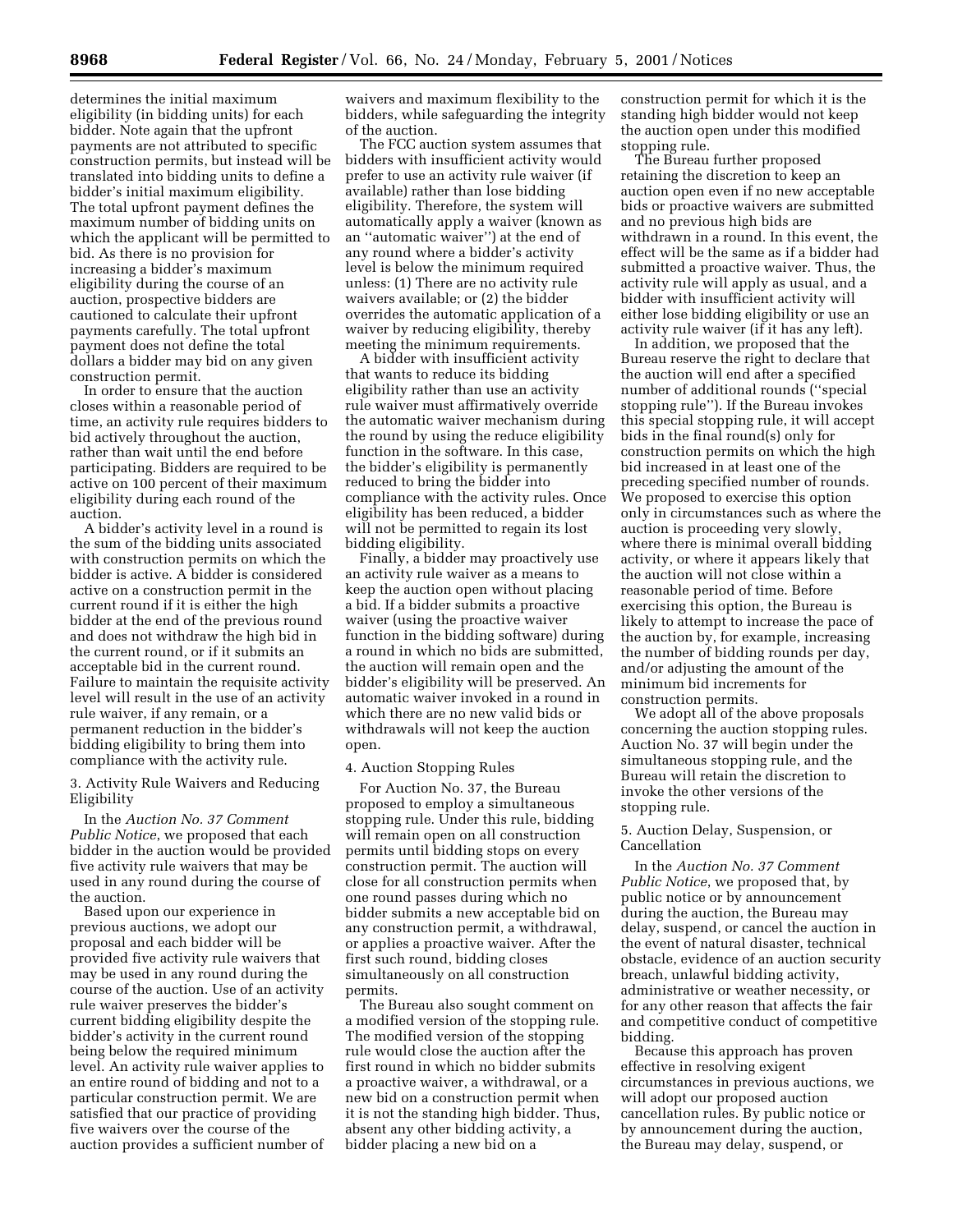determines the initial maximum eligibility (in bidding units) for each bidder. Note again that the upfront payments are not attributed to specific construction permits, but instead will be translated into bidding units to define a bidder's initial maximum eligibility. The total upfront payment defines the maximum number of bidding units on which the applicant will be permitted to bid. As there is no provision for increasing a bidder's maximum eligibility during the course of an auction, prospective bidders are cautioned to calculate their upfront payments carefully. The total upfront payment does not define the total dollars a bidder may bid on any given construction permit.

In order to ensure that the auction closes within a reasonable period of time, an activity rule requires bidders to bid actively throughout the auction, rather than wait until the end before participating. Bidders are required to be active on 100 percent of their maximum eligibility during each round of the auction.

A bidder's activity level in a round is the sum of the bidding units associated with construction permits on which the bidder is active. A bidder is considered active on a construction permit in the current round if it is either the high bidder at the end of the previous round and does not withdraw the high bid in the current round, or if it submits an acceptable bid in the current round. Failure to maintain the requisite activity level will result in the use of an activity rule waiver, if any remain, or a permanent reduction in the bidder's bidding eligibility to bring them into compliance with the activity rule.

3. Activity Rule Waivers and Reducing Eligibility

In the *Auction No. 37 Comment Public Notice*, we proposed that each bidder in the auction would be provided five activity rule waivers that may be used in any round during the course of the auction.

Based upon our experience in previous auctions, we adopt our proposal and each bidder will be provided five activity rule waivers that may be used in any round during the course of the auction. Use of an activity rule waiver preserves the bidder's current bidding eligibility despite the bidder's activity in the current round being below the required minimum level. An activity rule waiver applies to an entire round of bidding and not to a particular construction permit. We are satisfied that our practice of providing five waivers over the course of the auction provides a sufficient number of waivers and maximum flexibility to the bidders, while safeguarding the integrity of the auction.

The FCC auction system assumes that bidders with insufficient activity would prefer to use an activity rule waiver (if available) rather than lose bidding eligibility. Therefore, the system will automatically apply a waiver (known as an ''automatic waiver'') at the end of any round where a bidder's activity level is below the minimum required unless: (1) There are no activity rule waivers available; or (2) the bidder overrides the automatic application of a waiver by reducing eligibility, thereby meeting the minimum requirements.

A bidder with insufficient activity that wants to reduce its bidding eligibility rather than use an activity rule waiver must affirmatively override the automatic waiver mechanism during the round by using the reduce eligibility function in the software. In this case, the bidder's eligibility is permanently reduced to bring the bidder into compliance with the activity rules. Once eligibility has been reduced, a bidder will not be permitted to regain its lost bidding eligibility.

Finally, a bidder may proactively use an activity rule waiver as a means to keep the auction open without placing a bid. If a bidder submits a proactive waiver (using the proactive waiver function in the bidding software) during a round in which no bids are submitted, the auction will remain open and the bidder's eligibility will be preserved. An automatic waiver invoked in a round in which there are no new valid bids or withdrawals will not keep the auction open.

4. Auction Stopping Rules

For Auction No. 37, the Bureau proposed to employ a simultaneous stopping rule. Under this rule, bidding will remain open on all construction permits until bidding stops on every construction permit. The auction will close for all construction permits when one round passes during which no bidder submits a new acceptable bid on any construction permit, a withdrawal, or applies a proactive waiver. After the first such round, bidding closes simultaneously on all construction permits.

The Bureau also sought comment on a modified version of the stopping rule. The modified version of the stopping rule would close the auction after the first round in which no bidder submits a proactive waiver, a withdrawal, or a new bid on a construction permit when it is not the standing high bidder. Thus, absent any other bidding activity, a bidder placing a new bid on a construction permit for which it is the standing high bidder would not keep the auction open under this modified stopping rule.

The Bureau further proposed retaining the discretion to keep an auction open even if no new acceptable bids or proactive waivers are submitted and no previous high bids are withdrawn in a round. In this event, the effect will be the same as if a bidder had submitted a proactive waiver. Thus, the activity rule will apply as usual, and a bidder with insufficient activity will either lose bidding eligibility or use an activity rule waiver (if it has any left).

In addition, we proposed that the Bureau reserve the right to declare that the auction will end after a specified number of additional rounds (''special stopping rule''). If the Bureau invokes this special stopping rule, it will accept bids in the final round(s) only for construction permits on which the high bid increased in at least one of the preceding specified number of rounds. We proposed to exercise this option only in circumstances such as where the auction is proceeding very slowly, where there is minimal overall bidding activity, or where it appears likely that the auction will not close within a reasonable period of time. Before exercising this option, the Bureau is likely to attempt to increase the pace of the auction by, for example, increasing the number of bidding rounds per day, and/or adjusting the amount of the minimum bid increments for construction permits.

We adopt all of the above proposals concerning the auction stopping rules. Auction No. 37 will begin under the simultaneous stopping rule, and the Bureau will retain the discretion to invoke the other versions of the stopping rule.

5. Auction Delay, Suspension, or Cancellation

In the *Auction No. 37 Comment Public Notice*, we proposed that, by public notice or by announcement during the auction, the Bureau may delay, suspend, or cancel the auction in the event of natural disaster, technical obstacle, evidence of an auction security breach, unlawful bidding activity, administrative or weather necessity, or for any other reason that affects the fair and competitive conduct of competitive bidding.

Because this approach has proven effective in resolving exigent circumstances in previous auctions, we will adopt our proposed auction cancellation rules. By public notice or by announcement during the auction, the Bureau may delay, suspend, or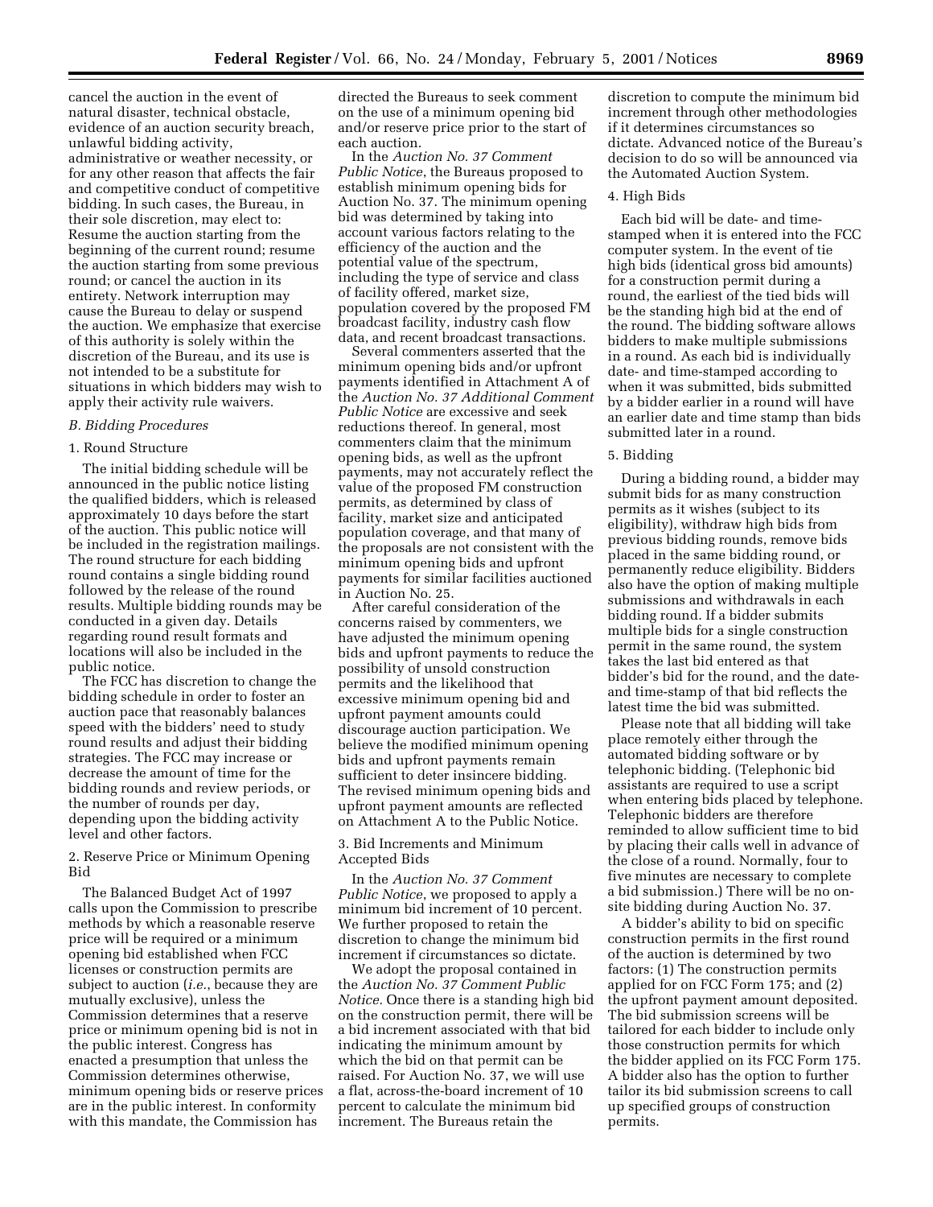cancel the auction in the event of natural disaster, technical obstacle, evidence of an auction security breach, unlawful bidding activity, administrative or weather necessity, or for any other reason that affects the fair and competitive conduct of competitive bidding. In such cases, the Bureau, in their sole discretion, may elect to: Resume the auction starting from the beginning of the current round; resume the auction starting from some previous round; or cancel the auction in its entirety. Network interruption may cause the Bureau to delay or suspend the auction. We emphasize that exercise of this authority is solely within the discretion of the Bureau, and its use is not intended to be a substitute for situations in which bidders may wish to apply their activity rule waivers.

### *B. Bidding Procedures*

#### 1. Round Structure

The initial bidding schedule will be announced in the public notice listing the qualified bidders, which is released approximately 10 days before the start of the auction. This public notice will be included in the registration mailings. The round structure for each bidding round contains a single bidding round followed by the release of the round results. Multiple bidding rounds may be conducted in a given day. Details regarding round result formats and locations will also be included in the public notice.

The FCC has discretion to change the bidding schedule in order to foster an auction pace that reasonably balances speed with the bidders' need to study round results and adjust their bidding strategies. The FCC may increase or decrease the amount of time for the bidding rounds and review periods, or the number of rounds per day, depending upon the bidding activity level and other factors.

#### 2. Reserve Price or Minimum Opening Bid

The Balanced Budget Act of 1997 calls upon the Commission to prescribe methods by which a reasonable reserve price will be required or a minimum opening bid established when FCC licenses or construction permits are subject to auction (*i.e.*, because they are mutually exclusive), unless the Commission determines that a reserve price or minimum opening bid is not in the public interest. Congress has enacted a presumption that unless the Commission determines otherwise, minimum opening bids or reserve prices are in the public interest. In conformity with this mandate, the Commission has directed the Bureaus to seek comment on the use of a minimum opening bid and/or reserve price prior to the start of each auction.

In the *Auction No. 37 Comment Public Notice*, the Bureaus proposed to establish minimum opening bids for Auction No. 37. The minimum opening bid was determined by taking into account various factors relating to the efficiency of the auction and the potential value of the spectrum, including the type of service and class of facility offered, market size, population covered by the proposed FM broadcast facility, industry cash flow data, and recent broadcast transactions.

Several commenters asserted that the minimum opening bids and/or upfront payments identified in Attachment A of the *Auction No. 37 Additional Comment Public Notice* are excessive and seek reductions thereof. In general, most commenters claim that the minimum opening bids, as well as the upfront payments, may not accurately reflect the value of the proposed FM construction permits, as determined by class of facility, market size and anticipated population coverage, and that many of the proposals are not consistent with the minimum opening bids and upfront payments for similar facilities auctioned in Auction No. 25.

After careful consideration of the concerns raised by commenters, we have adjusted the minimum opening bids and upfront payments to reduce the possibility of unsold construction permits and the likelihood that excessive minimum opening bid and upfront payment amounts could discourage auction participation. We believe the modified minimum opening bids and upfront payments remain sufficient to deter insincere bidding. The revised minimum opening bids and upfront payment amounts are reflected on Attachment A to the Public Notice.

#### 3. Bid Increments and Minimum Accepted Bids

In the *Auction No. 37 Comment Public Notice*, we proposed to apply a minimum bid increment of 10 percent. We further proposed to retain the discretion to change the minimum bid increment if circumstances so dictate.

We adopt the proposal contained in the *Auction No. 37 Comment Public Notice.* Once there is a standing high bid on the construction permit, there will be a bid increment associated with that bid indicating the minimum amount by which the bid on that permit can be raised. For Auction No. 37, we will use a flat, across-the-board increment of 10 percent to calculate the minimum bid increment. The Bureaus retain the discretion to compute the minimum bid increment through other methodologies if it determines circumstances so dictate. Advanced notice of the Bureau's decision to do so will be announced via the Automated Auction System.

#### 4. High Bids

Each bid will be date- and time-stamped when it is entered into the FCC computer system. In the event of tie high bids (identical gross bid amounts) for a construction permit during a round, the earliest of the tied bids will be the standing high bid at the end of the round. The bidding software allows bidders to make multiple submissions in a round. As each bid is individually date- and time-stamped according to when it was submitted, bids submitted by a bidder earlier in a round will have an earlier date and time stamp than bids submitted later in a round.

#### 5. Bidding

During a bidding round, a bidder may submit bids for as many construction permits as it wishes (subject to its eligibility), withdraw high bids from previous bidding rounds, remove bids placed in the same bidding round, or permanently reduce eligibility. Bidders also have the option of making multiple submissions and withdrawals in each bidding round. If a bidder submits multiple bids for a single construction permit in the same round, the system takes the last bid entered as that bidder's bid for the round, and the date- and time-stamp of that bid reflects the latest time the bid was submitted.

Please note that all bidding will take place remotely either through the automated bidding software or by telephonic bidding. (Telephonic bid assistants are required to use a script when entering bids placed by telephone. Telephonic bidders are therefore reminded to allow sufficient time to bid by placing their calls well in advance of the close of a round. Normally, four to five minutes are necessary to complete a bid submission.) There will be no on-site bidding during Auction No. 37.

A bidder's ability to bid on specific construction permits in the first round of the auction is determined by two factors: (1) The construction permits applied for on FCC Form 175; and (2) the upfront payment amount deposited. The bid submission screens will be tailored for each bidder to include only those construction permits for which the bidder applied on its FCC Form 175. A bidder also has the option to further tailor its bid submission screens to call up specified groups of construction permits.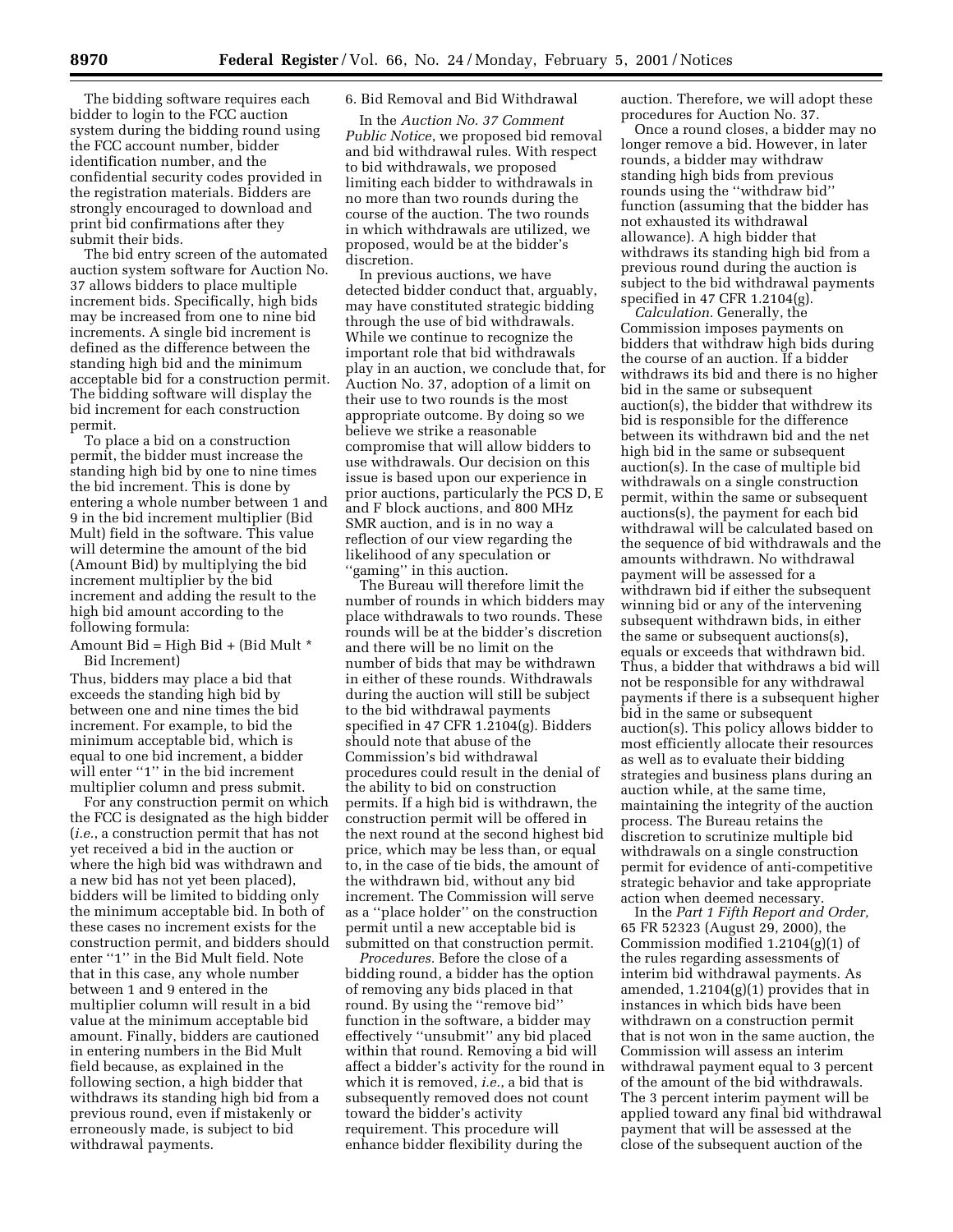The bidding software requires each bidder to login to the FCC auction system during the bidding round using the FCC account number, bidder identification number, and the confidential security codes provided in the registration materials. Bidders are strongly encouraged to download and print bid confirmations after they submit their bids.

The bid entry screen of the automated auction system software for Auction No. 37 allows bidders to place multiple increment bids. Specifically, high bids may be increased from one to nine bid increments. A single bid increment is defined as the difference between the standing high bid and the minimum acceptable bid for a construction permit. The bidding software will display the bid increment for each construction permit.

To place a bid on a construction permit, the bidder must increase the standing high bid by one to nine times the bid increment. This is done by entering a whole number between 1 and 9 in the bid increment multiplier (Bid Mult) field in the software. This value will determine the amount of the bid (Amount Bid) by multiplying the bid increment multiplier by the bid increment and adding the result to the high bid amount according to the following formula:

Amount Bid = High Bid + (Bid Mult * Bid Increment)

Thus, bidders may place a bid that exceeds the standing high bid by between one and nine times the bid increment. For example, to bid the minimum acceptable bid, which is equal to one bid increment, a bidder will enter "1" in the bid increment multiplier column and press submit.

For any construction permit on which the FCC is designated as the high bidder (*i.e.*, a construction permit that has not yet received a bid in the auction or where the high bid was withdrawn and a new bid has not yet been placed), bidders will be limited to bidding only the minimum acceptable bid. In both of these cases no increment exists for the construction permit, and bidders should enter "1" in the Bid Mult field. Note that in this case, any whole number between 1 and 9 entered in the multiplier column will result in a bid value at the minimum acceptable bid amount. Finally, bidders are cautioned in entering numbers in the Bid Mult field because, as explained in the following section, a high bidder that withdraws its standing high bid from a previous round, even if mistakenly or erroneously made, is subject to bid withdrawal payments.

6. Bid Removal and Bid Withdrawal

In the *Auction No. 37 Comment Public Notice*, we proposed bid removal and bid withdrawal rules. With respect to bid withdrawals, we proposed limiting each bidder to withdrawals in no more than two rounds during the course of the auction. The two rounds in which withdrawals are utilized, we proposed, would be at the bidder's discretion.

In previous auctions, we have detected bidder conduct that, arguably, may have constituted strategic bidding through the use of bid withdrawals. While we continue to recognize the important role that bid withdrawals play in an auction, we conclude that, for Auction No. 37, adoption of a limit on their use to two rounds is the most appropriate outcome. By doing so we believe we strike a reasonable compromise that will allow bidders to use withdrawals. Our decision on this issue is based upon our experience in prior auctions, particularly the PCS D, E and F block auctions, and 800 MHz SMR auction, and is in no way a reflection of our view regarding the likelihood of any speculation or "gaming" in this auction.

The Bureau will therefore limit the number of rounds in which bidders may place withdrawals to two rounds. These rounds will be at the bidder's discretion and there will be no limit on the number of bids that may be withdrawn in either of these rounds. Withdrawals during the auction will still be subject to the bid withdrawal payments specified in 47 CFR 1.2104(g). Bidders should note that abuse of the Commission's bid withdrawal procedures could result in the denial of the ability to bid on construction permits. If a high bid is withdrawn, the construction permit will be offered in the next round at the second highest bid price, which may be less than, or equal to, in the case of tie bids, the amount of the withdrawn bid, without any bid increment. The Commission will serve as a "place holder" on the construction permit until a new acceptable bid is submitted on that construction permit.

*Procedures.* Before the close of a bidding round, a bidder has the option of removing any bids placed in that round. By using the "remove bid" function in the software, a bidder may effectively "unsubmit" any bid placed within that round. Removing a bid will affect a bidder's activity for the round in which it is removed, *i.e.*, a bid that is subsequently removed does not count toward the bidder's activity requirement. This procedure will enhance bidder flexibility during the auction. Therefore, we will adopt these procedures for Auction No. 37.

Once a round closes, a bidder may no longer remove a bid. However, in later rounds, a bidder may withdraw standing high bids from previous rounds using the "withdraw bid" function (assuming that the bidder has not exhausted its withdrawal allowance). A high bidder that withdraws its standing high bid from a previous round during the auction is subject to the bid withdrawal payments specified in 47 CFR 1.2104(g).

*Calculation.* Generally, the Commission imposes payments on bidders that withdraw high bids during the course of an auction. If a bidder withdraws its bid and there is no higher bid in the same or subsequent auction(s), the bidder that withdrew its bid is responsible for the difference between its withdrawn bid and the net high bid in the same or subsequent auction(s). In the case of multiple bid withdrawals on a single construction permit, within the same or subsequent auctions(s), the payment for each bid withdrawal will be calculated based on the sequence of bid withdrawals and the amounts withdrawn. No withdrawal payment will be assessed for a withdrawn bid if either the subsequent winning bid or any of the intervening subsequent withdrawn bids, in either the same or subsequent auctions(s), equals or exceeds that withdrawn bid. Thus, a bidder that withdraws a bid will not be responsible for any withdrawal payments if there is a subsequent higher bid in the same or subsequent auction(s). This policy allows bidder to most efficiently allocate their resources as well as to evaluate their bidding strategies and business plans during an auction while, at the same time, maintaining the integrity of the auction process. The Bureau retains the discretion to scrutinize multiple bid withdrawals on a single construction permit for evidence of anti-competitive strategic behavior and take appropriate action when deemed necessary.

In the *Part 1 Fifth Report and Order,* 65 FR 52323 (August 29, 2000), the Commission modified 1.2104(g)(1) of the rules regarding assessments of interim bid withdrawal payments. As amended, 1.2104(g)(1) provides that in instances in which bids have been withdrawn on a construction permit that is not won in the same auction, the Commission will assess an interim withdrawal payment equal to 3 percent of the amount of the bid withdrawals. The 3 percent interim payment will be applied toward any final bid withdrawal payment that will be assessed at the close of the subsequent auction of the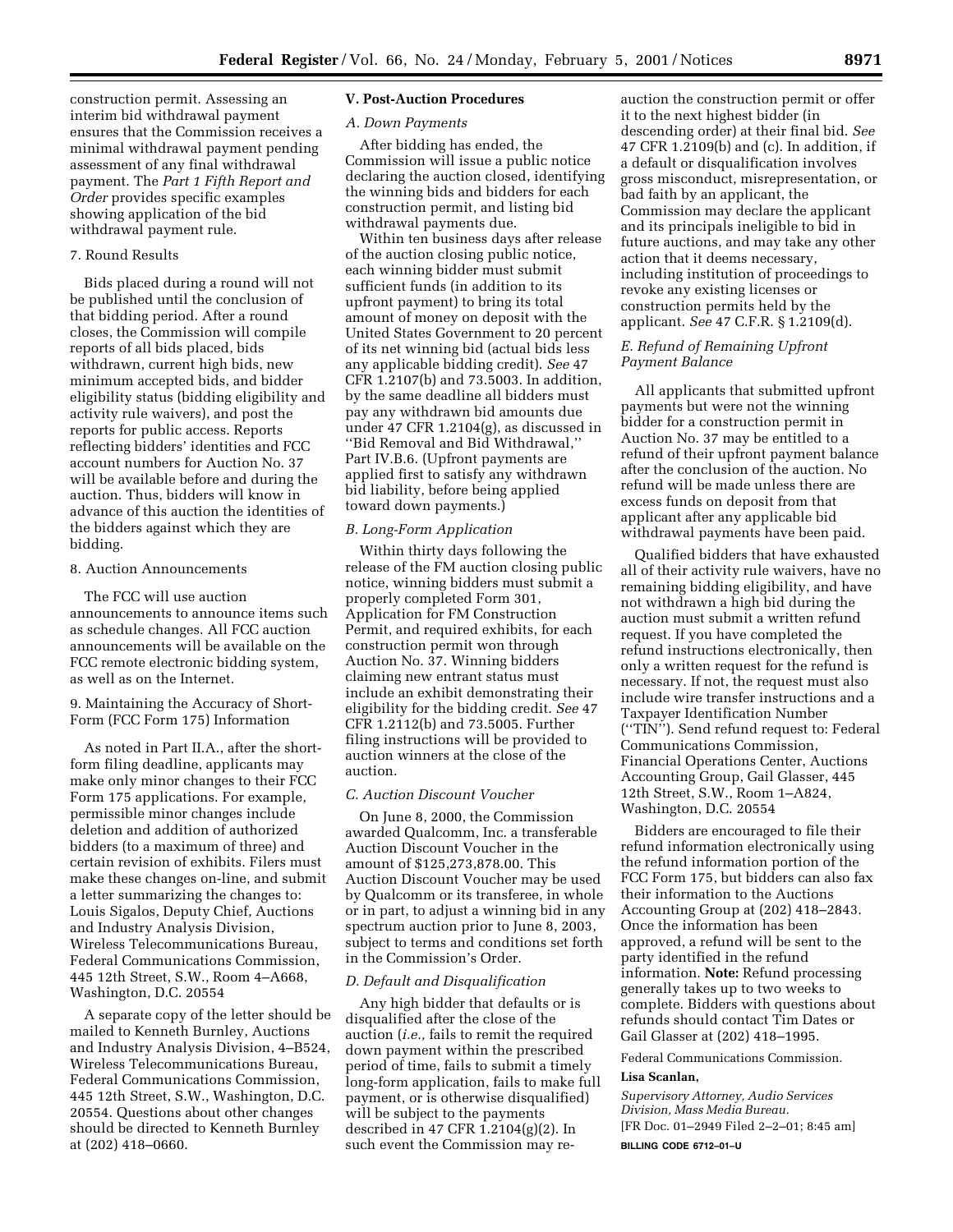construction permit. Assessing an interim bid withdrawal payment ensures that the Commission receives a minimal withdrawal payment pending assessment of any final withdrawal payment. The *Part 1 Fifth Report and Order* provides specific examples showing application of the bid withdrawal payment rule.

7. Round Results

Bids placed during a round will not be published until the conclusion of that bidding period. After a round closes, the Commission will compile reports of all bids placed, bids withdrawn, current high bids, new minimum accepted bids, and bidder eligibility status (bidding eligibility and activity rule waivers), and post the reports for public access. Reports reflecting bidders' identities and FCC account numbers for Auction No. 37 will be available before and during the auction. Thus, bidders will know in advance of this auction the identities of the bidders against which they are bidding.

8. Auction Announcements

The FCC will use auction announcements to announce items such as schedule changes. All FCC auction announcements will be available on the FCC remote electronic bidding system, as well as on the Internet.

9. Maintaining the Accuracy of Short-Form (FCC Form 175) Information

As noted in Part II.A., after the short-form filing deadline, applicants may make only minor changes to their FCC Form 175 applications. For example, permissible minor changes include deletion and addition of authorized bidders (to a maximum of three) and certain revision of exhibits. Filers must make these changes on-line, and submit a letter summarizing the changes to: Louis Sigalos, Deputy Chief, Auctions and Industry Analysis Division, Wireless Telecommunications Bureau, Federal Communications Commission, 445 12th Street, S.W., Room 4–A668, Washington, D.C. 20554

A separate copy of the letter should be mailed to Kenneth Burnley, Auctions and Industry Analysis Division, 4–B524, Wireless Telecommunications Bureau, Federal Communications Commission, 445 12th Street, S.W., Washington, D.C. 20554. Questions about other changes should be directed to Kenneth Burnley at (202) 418–0660.

## V. Post-Auction Procedures

### *A. Down Payments*

After bidding has ended, the Commission will issue a public notice declaring the auction closed, identifying the winning bids and bidders for each construction permit, and listing bid withdrawal payments due.

Within ten business days after release of the auction closing public notice, each winning bidder must submit sufficient funds (in addition to its upfront payment) to bring its total amount of money on deposit with the United States Government to 20 percent of its net winning bid (actual bids less any applicable bidding credit). *See* 47 CFR 1.2107(b) and 73.5003. In addition, by the same deadline all bidders must pay any withdrawn bid amounts due under 47 CFR 1.2104(g), as discussed in ''Bid Removal and Bid Withdrawal,'' Part IV.B.6. (Upfront payments are applied first to satisfy any withdrawn bid liability, before being applied toward down payments.)

### *B. Long-Form Application*

Within thirty days following the release of the FM auction closing public notice, winning bidders must submit a properly completed Form 301, Application for FM Construction Permit, and required exhibits, for each construction permit won through Auction No. 37. Winning bidders claiming new entrant status must include an exhibit demonstrating their eligibility for the bidding credit. *See* 47 CFR 1.2112(b) and 73.5005. Further filing instructions will be provided to auction winners at the close of the auction.

### *C. Auction Discount Voucher*

On June 8, 2000, the Commission awarded Qualcomm, Inc. a transferable Auction Discount Voucher in the amount of $125,273,878.00. This Auction Discount Voucher may be used by Qualcomm or its transferee, in whole or in part, to adjust a winning bid in any spectrum auction prior to June 8, 2003, subject to terms and conditions set forth in the Commission's Order.

### *D. Default and Disqualification*

Any high bidder that defaults or is disqualified after the close of the auction (*i.e.,* fails to remit the required down payment within the prescribed period of time, fails to submit a timely long-form application, fails to make full payment, or is otherwise disqualified) will be subject to the payments described in 47 CFR 1.2104(g)(2). In such event the Commission may re-auction the construction permit or offer it to the next highest bidder (in descending order) at their final bid. *See* 47 CFR 1.2109(b) and (c). In addition, if a default or disqualification involves gross misconduct, misrepresentation, or bad faith by an applicant, the Commission may declare the applicant and its principals ineligible to bid in future auctions, and may take any other action that it deems necessary, including institution of proceedings to revoke any existing licenses or construction permits held by the applicant. *See* 47 C.F.R. § 1.2109(d).

### *E. Refund of Remaining Upfront Payment Balance*

All applicants that submitted upfront payments but were not the winning bidder for a construction permit in Auction No. 37 may be entitled to a refund of their upfront payment balance after the conclusion of the auction. No refund will be made unless there are excess funds on deposit from that applicant after any applicable bid withdrawal payments have been paid.

Qualified bidders that have exhausted all of their activity rule waivers, have no remaining bidding eligibility, and have not withdrawn a high bid during the auction must submit a written refund request. If you have completed the refund instructions electronically, then only a written request for the refund is necessary. If not, the request must also include wire transfer instructions and a Taxpayer Identification Number (''TIN''). Send refund request to: Federal Communications Commission, Financial Operations Center, Auctions Accounting Group, Gail Glasser, 445 12th Street, S.W., Room 1–A824, Washington, D.C. 20554

Bidders are encouraged to file their refund information electronically using the refund information portion of the FCC Form 175, but bidders can also fax their information to the Auctions Accounting Group at (202) 418–2843. Once the information has been approved, a refund will be sent to the party identified in the refund information. **Note:** Refund processing generally takes up to two weeks to complete. Bidders with questions about refunds should contact Tim Dates or Gail Glasser at (202) 418–1995.

Federal Communications Commission.

**Lisa Scanlan,**

*Supervisory Attorney, Audio Services Division, Mass Media Bureau.*

[FR Doc. 01–2949 Filed 2–2–01; 8:45 am]

**BILLING CODE 6712–01–U**